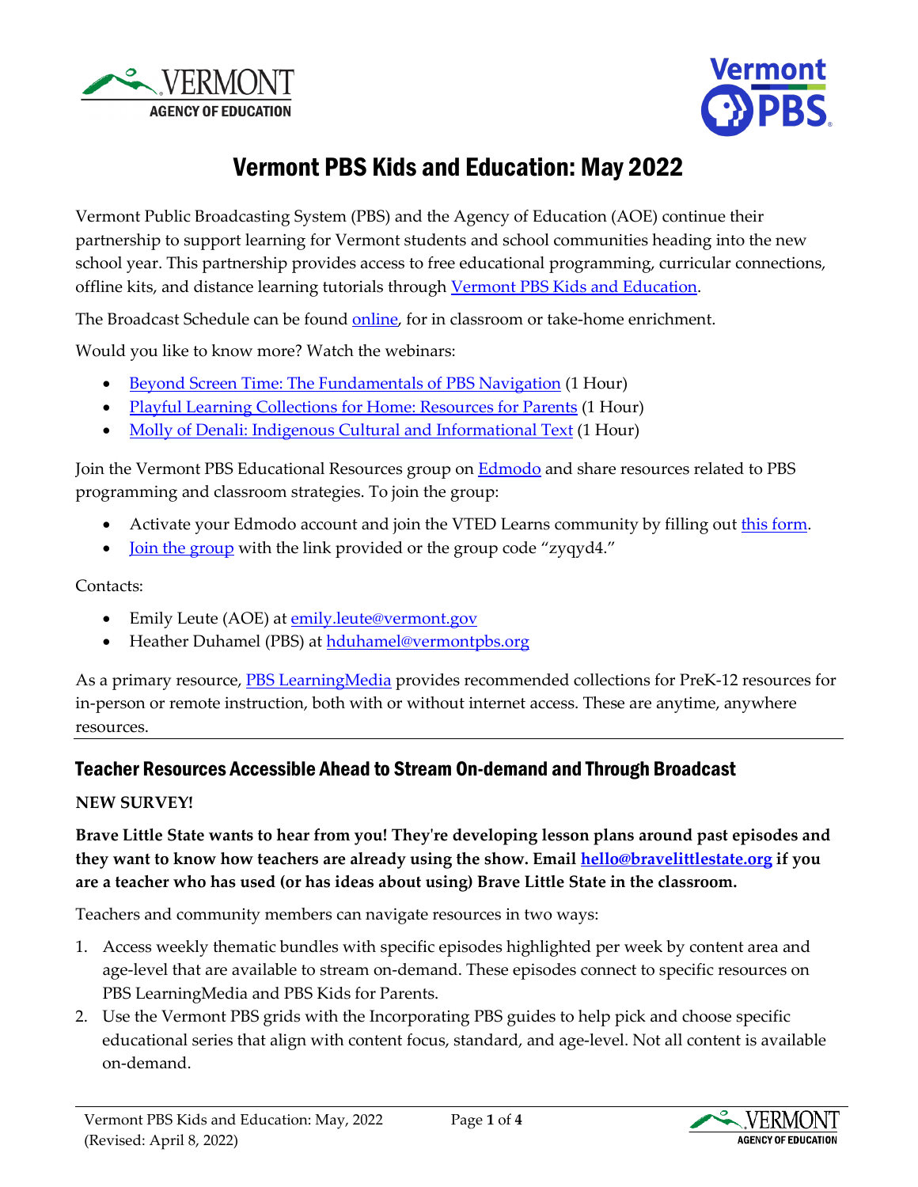# Vermont PBS Kids and Education: May 2022

Vermont Public Broadcasting System (PBS) and the Agency of Education (AOE) continue their partnership to support learning for Vermont students and school communities heading into the new school year. This partnership provides access to free educational programming, curricular connections, offline kits, and distance learning tutorials through [Vermont PBS Kids and Education](#).

The Broadcast Schedule can be found [online](#), for in classroom or take-home enrichment.

Would you like to know more? Watch the webinars:

- [Beyond Screen Time: The Fundamentals of PBS Navigation](#) (1 Hour)
- [Playful Learning Collections for Home: Resources for Parents](#) (1 Hour)
- [Molly of Denali: Indigenous Cultural and Informational Text](#) (1 Hour)

Join the Vermont PBS Educational Resources group on [Edmodo](#) and share resources related to PBS programming and classroom strategies. To join the group:

- Activate your Edmodo account and join the VTED Learns community by filling out [this form](#).
- [Join the group](#) with the link provided or the group code "zyqyd4."

Contacts:

- Emily Leute (AOE) at emily.leute@vermont.gov
- Heather Duhamel (PBS) at hduhamel@vermontpbs.org

As a primary resource, [PBS LearningMedia](#) provides recommended collections for PreK-12 resources for in-person or remote instruction, both with or without internet access. These are anytime, anywhere resources.

## Teacher Resources Accessible Ahead to Stream On-demand and Through Broadcast

**NEW SURVEY!**

**Brave Little State wants to hear from you! They're developing lesson plans around past episodes and they want to know how teachers are already using the show. Email hello@bravelittlestate.org if you are a teacher who has used (or has ideas about using) Brave Little State in the classroom.**

Teachers and community members can navigate resources in two ways:

1. Access weekly thematic bundles with specific episodes highlighted per week by content area and age-level that are available to stream on-demand. These episodes connect to specific resources on PBS LearningMedia and PBS Kids for Parents.
2. Use the Vermont PBS grids with the Incorporating PBS guides to help pick and choose specific educational series that align with content focus, standard, and age-level. Not all content is available on-demand.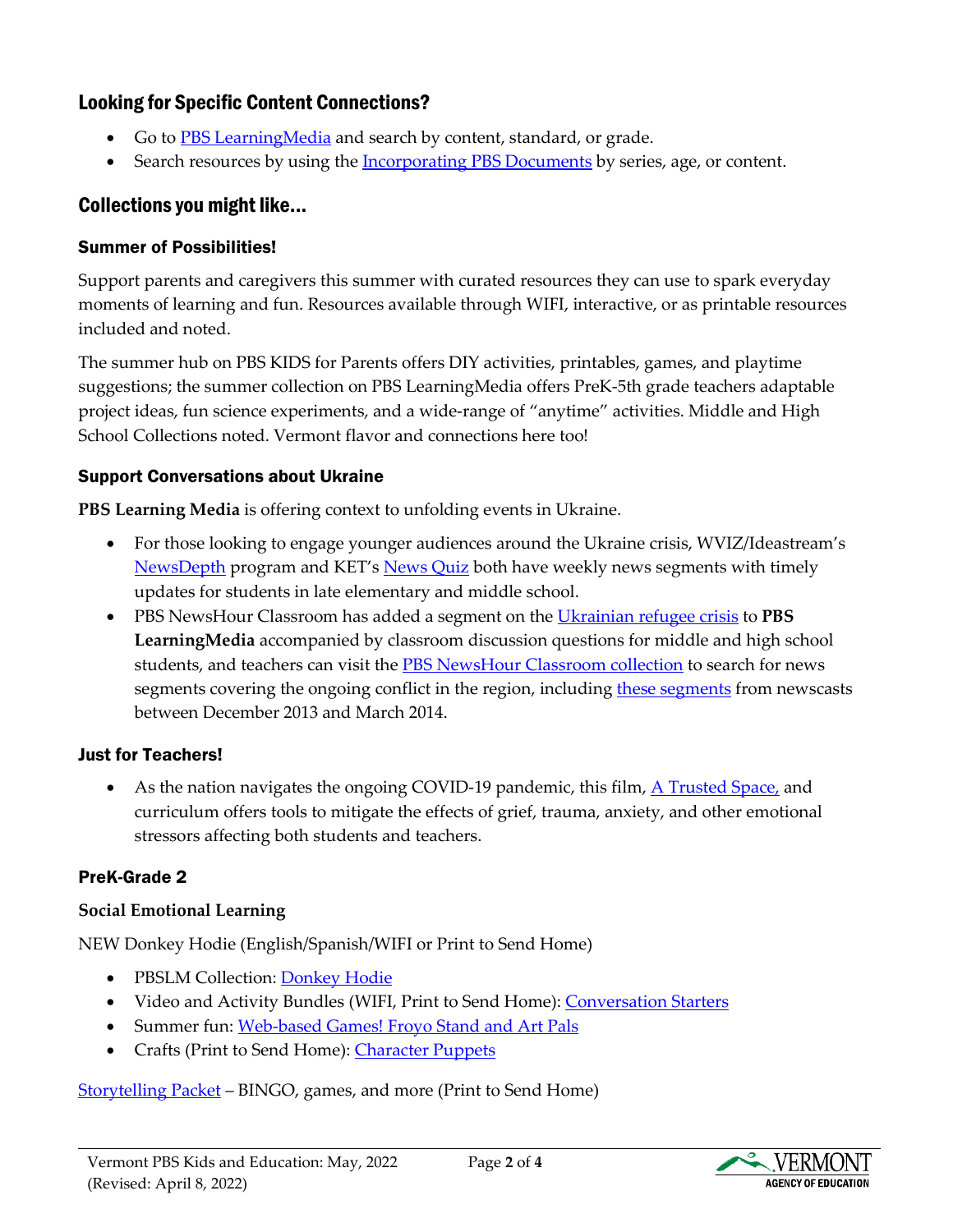## Looking for Specific Content Connections?

- Go to PBS LearningMedia and search by content, standard, or grade.
- Search resources by using the Incorporating PBS Documents by series, age, or content.

## Collections you might like…

### Summer of Possibilities!

Support parents and caregivers this summer with curated resources they can use to spark everyday moments of learning and fun. Resources available through WIFI, interactive, or as printable resources included and noted.

The summer hub on PBS KIDS for Parents offers DIY activities, printables, games, and playtime suggestions; the summer collection on PBS LearningMedia offers PreK-5th grade teachers adaptable project ideas, fun science experiments, and a wide-range of "anytime" activities. Middle and High School Collections noted. Vermont flavor and connections here too!

### Support Conversations about Ukraine

**PBS Learning Media** is offering context to unfolding events in Ukraine.

- For those looking to engage younger audiences around the Ukraine crisis, WVIZ/Ideastream's NewsDepth program and KET's News Quiz both have weekly news segments with timely updates for students in late elementary and middle school.
- PBS NewsHour Classroom has added a segment on the Ukrainian refugee crisis to **PBS LearningMedia** accompanied by classroom discussion questions for middle and high school students, and teachers can visit the PBS NewsHour Classroom collection to search for news segments covering the ongoing conflict in the region, including these segments from newscasts between December 2013 and March 2014.

### Just for Teachers!

- As the nation navigates the ongoing COVID-19 pandemic, this film, A Trusted Space, and curriculum offers tools to mitigate the effects of grief, trauma, anxiety, and other emotional stressors affecting both students and teachers.

### PreK-Grade 2

**Social Emotional Learning**

NEW Donkey Hodie (English/Spanish/WIFI or Print to Send Home)

- PBSLM Collection: Donkey Hodie
- Video and Activity Bundles (WIFI, Print to Send Home): Conversation Starters
- Summer fun: Web-based Games! Froyo Stand and Art Pals
- Crafts (Print to Send Home): Character Puppets

Storytelling Packet – BINGO, games, and more (Print to Send Home)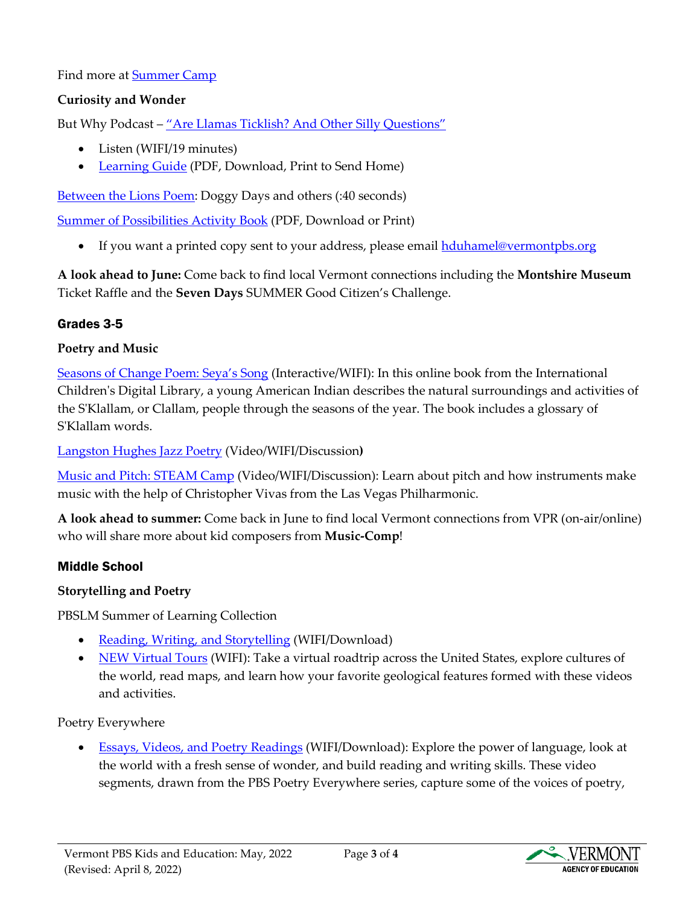Find more at [Summer Camp]()

**Curiosity and Wonder**

But Why Podcast – ["Are Llamas Ticklish? And Other Silly Questions"]()

- Listen (WIFI/19 minutes)
- [Learning Guide]() (PDF, Download, Print to Send Home)

[Between the Lions Poem](): Doggy Days and others (:40 seconds)

[Summer of Possibilities Activity Book]() (PDF, Download or Print)

- If you want a printed copy sent to your address, please email [hduhamel@vermontpbs.org](mailto:hduhamel@vermontpbs.org)

**A look ahead to June:** Come back to find local Vermont connections including the **Montshire Museum** Ticket Raffle and the **Seven Days** SUMMER Good Citizen's Challenge.

## Grades 3-5

**Poetry and Music**

[Seasons of Change Poem: Seya's Song]() (Interactive/WIFI): In this online book from the International Children's Digital Library, a young American Indian describes the natural surroundings and activities of the S'Klallam, or Clallam, people through the seasons of the year. The book includes a glossary of S'Klallam words.

[Langston Hughes Jazz Poetry]() (Video/WIFI/Discussion**)**

[Music and Pitch: STEAM Camp]() (Video/WIFI/Discussion): Learn about pitch and how instruments make music with the help of Christopher Vivas from the Las Vegas Philharmonic.

**A look ahead to summer:** Come back in June to find local Vermont connections from VPR (on-air/online) who will share more about kid composers from **Music-Comp**!

## Middle School

**Storytelling and Poetry**

PBSLM Summer of Learning Collection

- [Reading, Writing, and Storytelling]() (WIFI/Download)
- [NEW Virtual Tours]() (WIFI): Take a virtual roadtrip across the United States, explore cultures of the world, read maps, and learn how your favorite geological features formed with these videos and activities.

Poetry Everywhere

- [Essays, Videos, and Poetry Readings]() (WIFI/Download): Explore the power of language, look at the world with a fresh sense of wonder, and build reading and writing skills. These video segments, drawn from the PBS Poetry Everywhere series, capture some of the voices of poetry,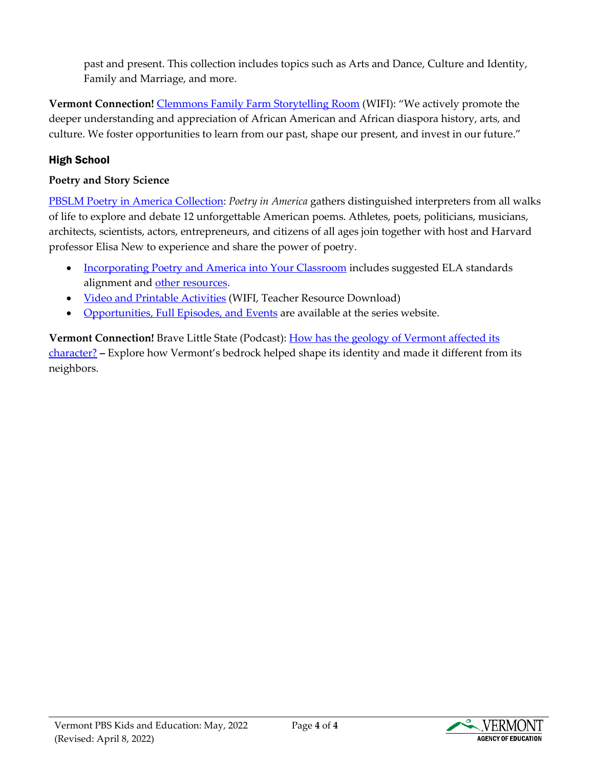past and present. This collection includes topics such as Arts and Dance, Culture and Identity, Family and Marriage, and more.

**Vermont Connection!** Clemmons Family Farm Storytelling Room (WIFI): "We actively promote the deeper understanding and appreciation of African American and African diaspora history, arts, and culture. We foster opportunities to learn from our past, shape our present, and invest in our future."

### High School

**Poetry and Story Science**

PBSLM Poetry in America Collection: *Poetry in America* gathers distinguished interpreters from all walks of life to explore and debate 12 unforgettable American poems. Athletes, poets, politicians, musicians, architects, scientists, actors, entrepreneurs, and citizens of all ages join together with host and Harvard professor Elisa New to experience and share the power of poetry.

- Incorporating Poetry and America into Your Classroom includes suggested ELA standards alignment and other resources.
- Video and Printable Activities (WIFI, Teacher Resource Download)
- Opportunities, Full Episodes, and Events are available at the series website.

**Vermont Connection!** Brave Little State (Podcast): How has the geology of Vermont affected its character? **–** Explore how Vermont's bedrock helped shape its identity and made it different from its neighbors.